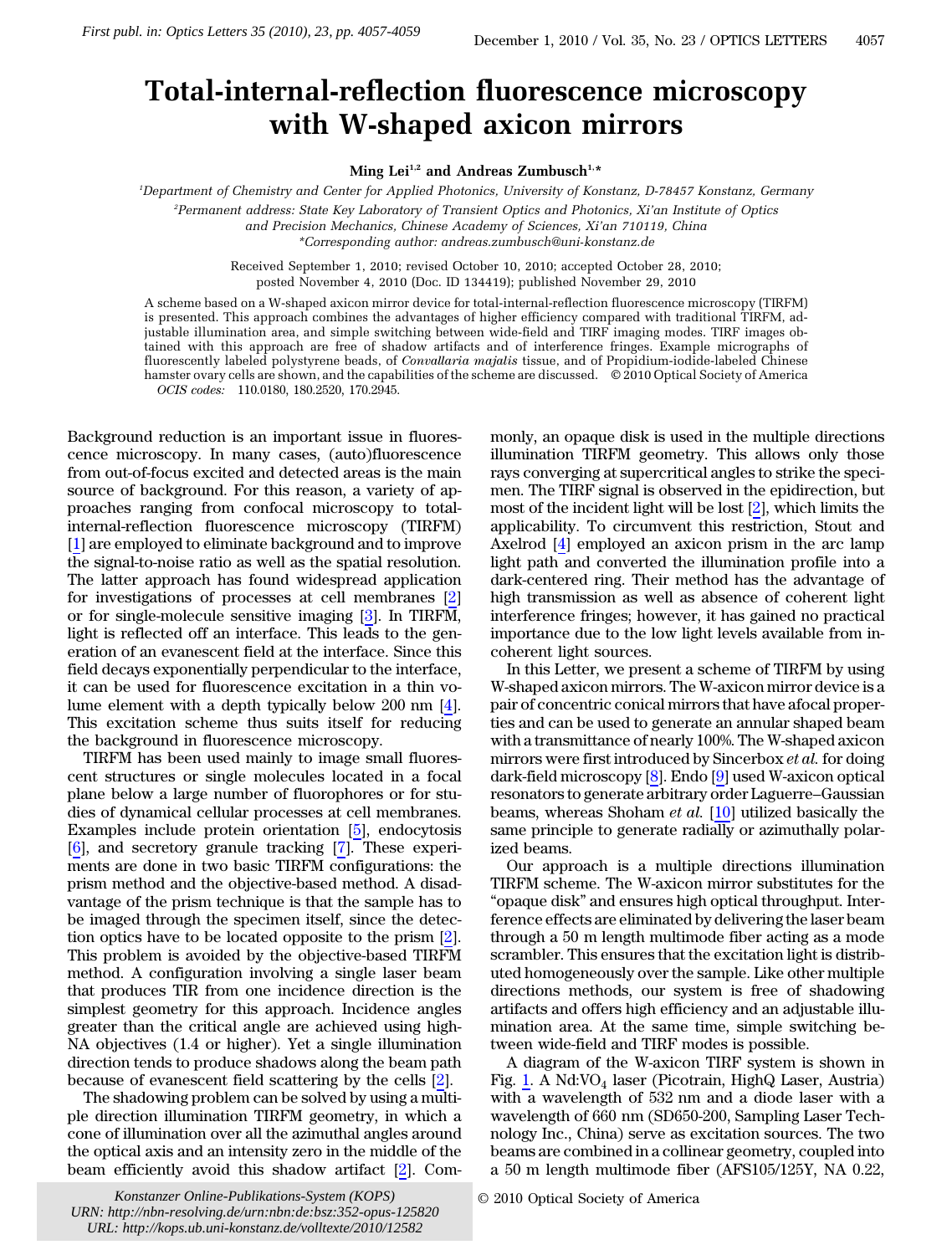# Total-internal-reflection fluorescence microscopy with W-shaped axicon mirrors

**Ming Lei[1,2] and Andreas Zumbusch[1,*]**

[1]Department of Chemistry and Center for Applied Photonics, University of Konstanz, D-78457 Konstanz, Germany

[2]Permanent address: State Key Laboratory of Transient Optics and Photonics, Xi'an Institute of Optics and Precision Mechanics, Chinese Academy of Sciences, Xi'an 710119, China

*Corresponding author: andreas.zumbusch@uni-konstanz.de

Received September 1, 2010; revised October 10, 2010; accepted October 28, 2010; posted November 4, 2010 (Doc. ID 134419); published November 29, 2010

A scheme based on a W-shaped axicon mirror device for total-internal-reflection fluorescence microscopy (TIRFM) is presented. This approach combines the advantages of higher efficiency compared with traditional TIRFM, adjustable illumination area, and simple switching between wide-field and TIRF imaging modes. TIRF images obtained with this approach are free of shadow artifacts and of interference fringes. Example micrographs of fluorescently labeled polystyrene beads, of *Convallaria majalis* tissue, and of Propidium-iodide-labeled Chinese hamster ovary cells are shown, and the capabilities of the scheme are discussed. © 2010 Optical Society of America

*OCIS codes:* 110.0180, 180.2520, 170.2945.

Background reduction is an important issue in fluorescence microscopy. In many cases, (auto)fluorescence from out-of-focus excited and detected areas is the main source of background. For this reason, a variety of approaches ranging from confocal microscopy to total-internal-reflection fluorescence microscopy (TIRFM) [1] are employed to eliminate background and to improve the signal-to-noise ratio as well as the spatial resolution. The latter approach has found widespread application for investigations of processes at cell membranes [2] or for single-molecule sensitive imaging [3]. In TIRFM, light is reflected off an interface. This leads to the generation of an evanescent field at the interface. Since this field decays exponentially perpendicular to the interface, it can be used for fluorescence excitation in a thin volume element with a depth typically below 200 nm [4]. This excitation scheme thus suits itself for reducing the background in fluorescence microscopy.

TIRFM has been used mainly to image small fluorescent structures or single molecules located in a focal plane below a large number of fluorophores or for studies of dynamical cellular processes at cell membranes. Examples include protein orientation [5], endocytosis [6], and secretory granule tracking [7]. These experiments are done in two basic TIRFM configurations: the prism method and the objective-based method. A disadvantage of the prism technique is that the sample has to be imaged through the specimen itself, since the detection optics have to be located opposite to the prism [2]. This problem is avoided by the objective-based TIRFM method. A configuration involving a single laser beam that produces TIR from one incidence direction is the simplest geometry for this approach. Incidence angles greater than the critical angle are achieved using high-NA objectives (1.4 or higher). Yet a single illumination direction tends to produce shadows along the beam path because of evanescent field scattering by the cells [2].

The shadowing problem can be solved by using a multiple direction illumination TIRFM geometry, in which a cone of illumination over all the azimuthal angles around the optical axis and an intensity zero in the middle of the beam efficiently avoid this shadow artifact [2]. Commonly, an opaque disk is used in the multiple directions illumination TIRFM geometry. This allows only those rays converging at supercritical angles to strike the specimen. The TIRF signal is observed in the epidirection, but most of the incident light will be lost [2], which limits the applicability. To circumvent this restriction, Stout and Axelrod [4] employed an axicon prism in the arc lamp light path and converted the illumination profile into a dark-centered ring. Their method has the advantage of high transmission as well as absence of coherent light interference fringes; however, it has gained no practical importance due to the low light levels available from incoherent light sources.

In this Letter, we present a scheme of TIRFM by using W-shaped axicon mirrors. The W-axicon mirror device is a pair of concentric conical mirrors that have afocal properties and can be used to generate an annular shaped beam with a transmittance of nearly 100%. The W-shaped axicon mirrors were first introduced by Sincerbox *et al.* for doing dark-field microscopy [8]. Endo [9] used W-axicon optical resonators to generate arbitrary order Laguerre–Gaussian beams, whereas Shoham *et al.* [10] utilized basically the same principle to generate radially or azimuthally polarized beams.

Our approach is a multiple directions illumination TIRFM scheme. The W-axicon mirror substitutes for the "opaque disk" and ensures high optical throughput. Interference effects are eliminated by delivering the laser beam through a 50 m length multimode fiber acting as a mode scrambler. This ensures that the excitation light is distributed homogeneously over the sample. Like other multiple directions methods, our system is free of shadowing artifacts and offers high efficiency and an adjustable illumination area. At the same time, simple switching between wide-field and TIRF modes is possible.

A diagram of the W-axicon TIRF system is shown in Fig. 1. A Nd:$VO_4$ laser (Picotrain, HighQ Laser, Austria) with a wavelength of 532 nm and a diode laser with a wavelength of 660 nm (SD650-200, Sampling Laser Technology Inc., China) serve as excitation sources. The two beams are combined in a collinear geometry, coupled into a 50 m length multimode fiber (AFS105/125Y, NA 0.22,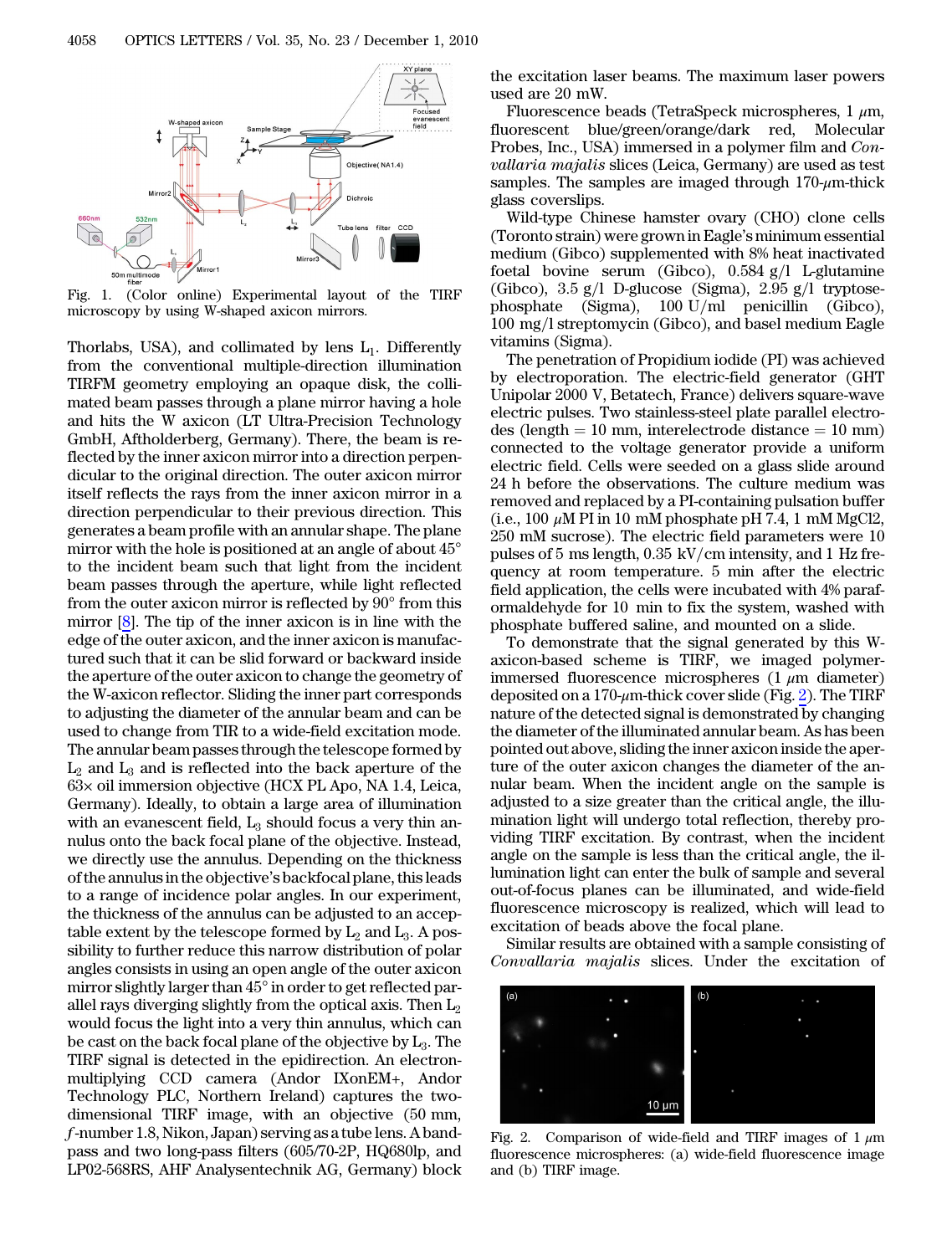Fig. 1. (Color online) Experimental layout of the TIRF microscopy by using W-shaped axicon mirrors.

Thorlabs, USA), and collimated by lens $L_1$. Differently from the conventional multiple-direction illumination TIRFM geometry employing an opaque disk, the collimated beam passes through a plane mirror having a hole and hits the W axicon (LT Ultra-Precision Technology GmbH, Aftholderberg, Germany). There, the beam is reflected by the inner axicon mirror into a direction perpendicular to the original direction. The outer axicon mirror itself reflects the rays from the inner axicon mirror in a direction perpendicular to their previous direction. This generates a beam profile with an annular shape. The plane mirror with the hole is positioned at an angle of about 45° to the incident beam such that light from the incident beam passes through the aperture, while light reflected from the outer axicon mirror is reflected by 90° from this mirror [8]. The tip of the inner axicon is in line with the edge of the outer axicon, and the inner axicon is manufactured such that it can be slid forward or backward inside the aperture of the outer axicon to change the geometry of the W-axicon reflector. Sliding the inner part corresponds to adjusting the diameter of the annular beam and can be used to change from TIR to a wide-field excitation mode. The annular beam passes through the telescope formed by $L_2$ and $L_3$ and is reflected into the back aperture of the 63× oil immersion objective (HCX PL Apo, NA 1.4, Leica, Germany). Ideally, to obtain a large area of illumination with an evanescent field, $L_3$ should focus a very thin annulus onto the back focal plane of the objective. Instead, we directly use the annulus. Depending on the thickness of the annulus in the objective's backfocal plane, this leads to a range of incidence polar angles. In our experiment, the thickness of the annulus can be adjusted to an acceptable extent by the telescope formed by $L_2$ and $L_3$. A possibility to further reduce this narrow distribution of polar angles consists in using an open angle of the outer axicon mirror slightly larger than 45° in order to get reflected parallel rays diverging slightly from the optical axis. Then $L_2$ would focus the light into a very thin annulus, which can be cast on the back focal plane of the objective by $L_3$. The TIRF signal is detected in the epidirection. An electron-multiplying CCD camera (Andor IXonEM+, Andor Technology PLC, Northern Ireland) captures the two-dimensional TIRF image, with an objective (50 mm, *f*-number 1.8, Nikon, Japan) serving as a tube lens. A bandpass and two long-pass filters (605/70-2P, HQ680lp, and LP02-568RS, AHF Analysentechnik AG, Germany) block the excitation laser beams. The maximum laser powers used are 20 mW.

Fluorescence beads (TetraSpeck microspheres, 1 $\mu$m, fluorescent blue/green/orange/dark red, Molecular Probes, Inc., USA) immersed in a polymer film and *Convallaria majalis* slices (Leica, Germany) are used as test samples. The samples are imaged through 170-$\mu$m-thick glass coverslips.

Wild-type Chinese hamster ovary (CHO) clone cells (Toronto strain) were grown in Eagle's minimum essential medium (Gibco) supplemented with 8% heat inactivated foetal bovine serum (Gibco), 0.584 g/l L-glutamine (Gibco), 3.5 g/l D-glucose (Sigma), 2.95 g/l tryptose-phosphate (Sigma), 100 U/ml penicillin (Gibco), 100 mg/l streptomycin (Gibco), and basel medium Eagle vitamins (Sigma).

The penetration of Propidium iodide (PI) was achieved by electroporation. The electric-field generator (GHT Unipolar 2000 V, Betatech, France) delivers square-wave electric pulses. Two stainless-steel plate parallel electrodes (length = 10 mm, interelectrode distance = 10 mm) connected to the voltage generator provide a uniform electric field. Cells were seeded on a glass slide around 24 h before the observations. The culture medium was removed and replaced by a PI-containing pulsation buffer (i.e., 100 $\mu$M PI in 10 mM phosphate pH 7.4, 1 mM $MgCl_2$, 250 mM sucrose). The electric field parameters were 10 pulses of 5 ms length, 0.35 kV/cm intensity, and 1 Hz frequency at room temperature. 5 min after the electric field application, the cells were incubated with 4% paraformaldehyde for 10 min to fix the system, washed with phosphate buffered saline, and mounted on a slide.

To demonstrate that the signal generated by this W-axicon-based scheme is TIRF, we imaged polymer-immersed fluorescence microspheres (1 $\mu$m diameter) deposited on a 170-$\mu$m-thick cover slide (Fig. 2). The TIRF nature of the detected signal is demonstrated by changing the diameter of the illuminated annular beam. As has been pointed out above, sliding the inner axicon inside the aperture of the outer axicon changes the diameter of the annular beam. When the incident angle on the sample is adjusted to a size greater than the critical angle, the illumination light will undergo total reflection, thereby providing TIRF excitation. By contrast, when the incident angle on the sample is less than the critical angle, the illumination light can enter the bulk of sample and several out-of-focus planes can be illuminated, and wide-field fluorescence microscopy is realized, which will lead to excitation of beads above the focal plane.

Similar results are obtained with a sample consisting of *Convallaria majalis* slices. Under the excitation of

Fig. 2. Comparison of wide-field and TIRF images of 1 $\mu$m fluorescence microspheres: (a) wide-field fluorescence image and (b) TIRF image.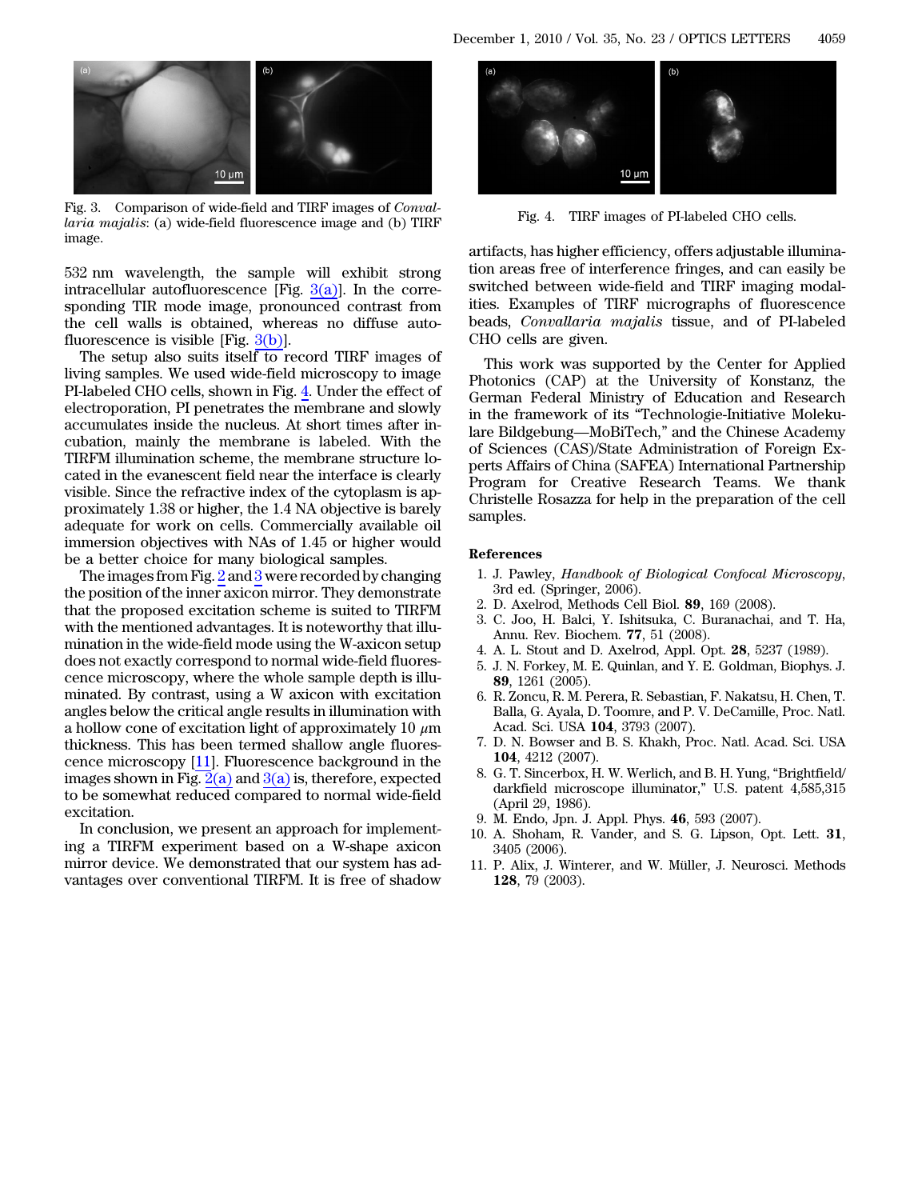Fig. 3. Comparison of wide-field and TIRF images of *Convallaria majalis*: (a) wide-field fluorescence image and (b) TIRF image.

532 nm wavelength, the sample will exhibit strong intracellular autofluorescence [Fig. 3(a)]. In the corresponding TIR mode image, pronounced contrast from the cell walls is obtained, whereas no diffuse autofluorescence is visible [Fig. 3(b)].

The setup also suits itself to record TIRF images of living samples. We used wide-field microscopy to image PI-labeled CHO cells, shown in Fig. 4. Under the effect of electroporation, PI penetrates the membrane and slowly accumulates inside the nucleus. At short times after incubation, mainly the membrane is labeled. With the TIRFM illumination scheme, the membrane structure located in the evanescent field near the interface is clearly visible. Since the refractive index of the cytoplasm is approximately 1.38 or higher, the 1.4 NA objective is barely adequate for work on cells. Commercially available oil immersion objectives with NAs of 1.45 or higher would be a better choice for many biological samples.

The images from Fig. 2 and 3 were recorded by changing the position of the inner axicon mirror. They demonstrate that the proposed excitation scheme is suited to TIRFM with the mentioned advantages. It is noteworthy that illumination in the wide-field mode using the W-axicon setup does not exactly correspond to normal wide-field fluorescence microscopy, where the whole sample depth is illuminated. By contrast, using a W axicon with excitation angles below the critical angle results in illumination with a hollow cone of excitation light of approximately 10 $\mu$m thickness. This has been termed shallow angle fluorescence microscopy [11]. Fluorescence background in the images shown in Fig. 2(a) and 3(a) is, therefore, expected to be somewhat reduced compared to normal wide-field excitation.

In conclusion, we present an approach for implementing a TIRFM experiment based on a W-shape axicon mirror device. We demonstrated that our system has advantages over conventional TIRFM. It is free of shadow artifacts, has higher efficiency, offers adjustable illumination areas free of interference fringes, and can easily be switched between wide-field and TIRF imaging modalities. Examples of TIRF micrographs of fluorescence beads, *Convallaria majalis* tissue, and of PI-labeled CHO cells are given.

Fig. 4. TIRF images of PI-labeled CHO cells.

This work was supported by the Center for Applied Photonics (CAP) at the University of Konstanz, the German Federal Ministry of Education and Research in the framework of its "Technologie-Initiative Molekulare Bildgebung—MoBiTech," and the Chinese Academy of Sciences (CAS)/State Administration of Foreign Experts Affairs of China (SAFEA) International Partnership Program for Creative Research Teams. We thank Christelle Rosazza for help in the preparation of the cell samples.

## References

1. J. Pawley, *Handbook of Biological Confocal Microscopy*, 3rd ed. (Springer, 2006).
2. D. Axelrod, Methods Cell Biol. **89**, 169 (2008).
3. C. Joo, H. Balci, Y. Ishitsuka, C. Buranachai, and T. Ha, Annu. Rev. Biochem. **77**, 51 (2008).
4. A. L. Stout and D. Axelrod, Appl. Opt. **28**, 5237 (1989).
5. J. N. Forkey, M. E. Quinlan, and Y. E. Goldman, Biophys. J. **89**, 1261 (2005).
6. R. Zoncu, R. M. Perera, R. Sebastian, F. Nakatsu, H. Chen, T. Balla, G. Ayala, D. Toomre, and P. V. DeCamille, Proc. Natl. Acad. Sci. USA **104**, 3793 (2007).
7. D. N. Bowser and B. S. Khakh, Proc. Natl. Acad. Sci. USA **104**, 4212 (2007).
8. G. T. Sincerbox, H. W. Werlich, and B. H. Yung, "Brightfield/darkfield microscope illuminator," U.S. patent 4,585,315 (April 29, 1986).
9. M. Endo, Jpn. J. Appl. Phys. **46**, 593 (2007).
10. A. Shoham, R. Vander, and S. G. Lipson, Opt. Lett. **31**, 3405 (2006).
11. P. Alix, J. Winterer, and W. Müller, J. Neurosci. Methods **128**, 79 (2003).